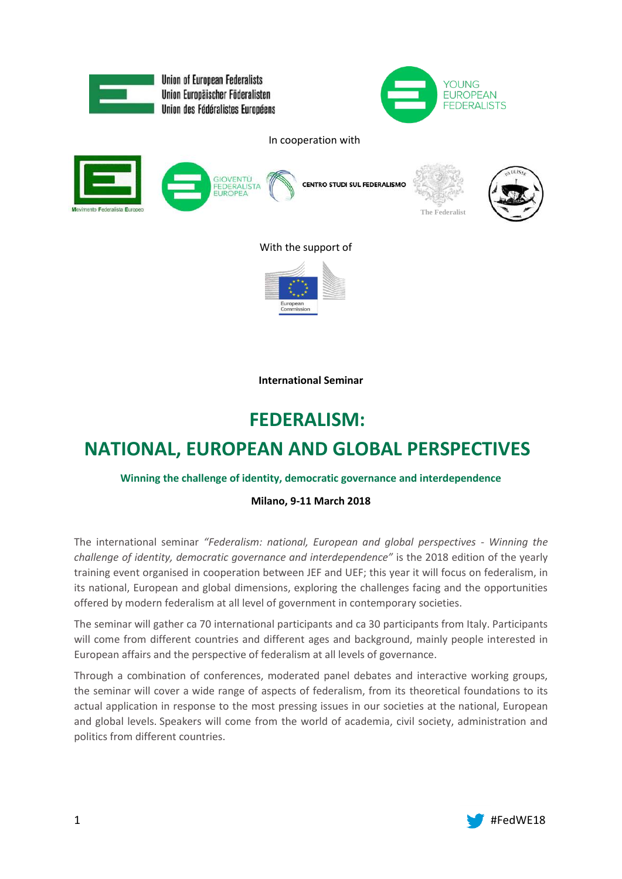Union of European Federalists
Union Europäischer Föderalisten
Union des Fédéralistes Européens

YOUNG EUROPEAN FEDERALISTS

In cooperation with

Movimento Federalista Europeo

GIOVENTÙ FEDERALISTA EUROPEA

CENTRO STUDI SUL FEDERALISMO

The Federalist

With the support of

European Commission

**International Seminar**

# FEDERALISM: NATIONAL, EUROPEAN AND GLOBAL PERSPECTIVES

**Winning the challenge of identity, democratic governance and interdependence**

**Milano, 9-11 March 2018**

The international seminar *"Federalism: national, European and global perspectives - Winning the challenge of identity, democratic governance and interdependence"* is the 2018 edition of the yearly training event organised in cooperation between JEF and UEF; this year it will focus on federalism, in its national, European and global dimensions, exploring the challenges facing and the opportunities offered by modern federalism at all level of government in contemporary societies.

The seminar will gather ca 70 international participants and ca 30 participants from Italy. Participants will come from different countries and different ages and background, mainly people interested in European affairs and the perspective of federalism at all levels of governance.

Through a combination of conferences, moderated panel debates and interactive working groups, the seminar will cover a wide range of aspects of federalism, from its theoretical foundations to its actual application in response to the most pressing issues in our societies at the national, European and global levels. Speakers will come from the world of academia, civil society, administration and politics from different countries.

#FedWE18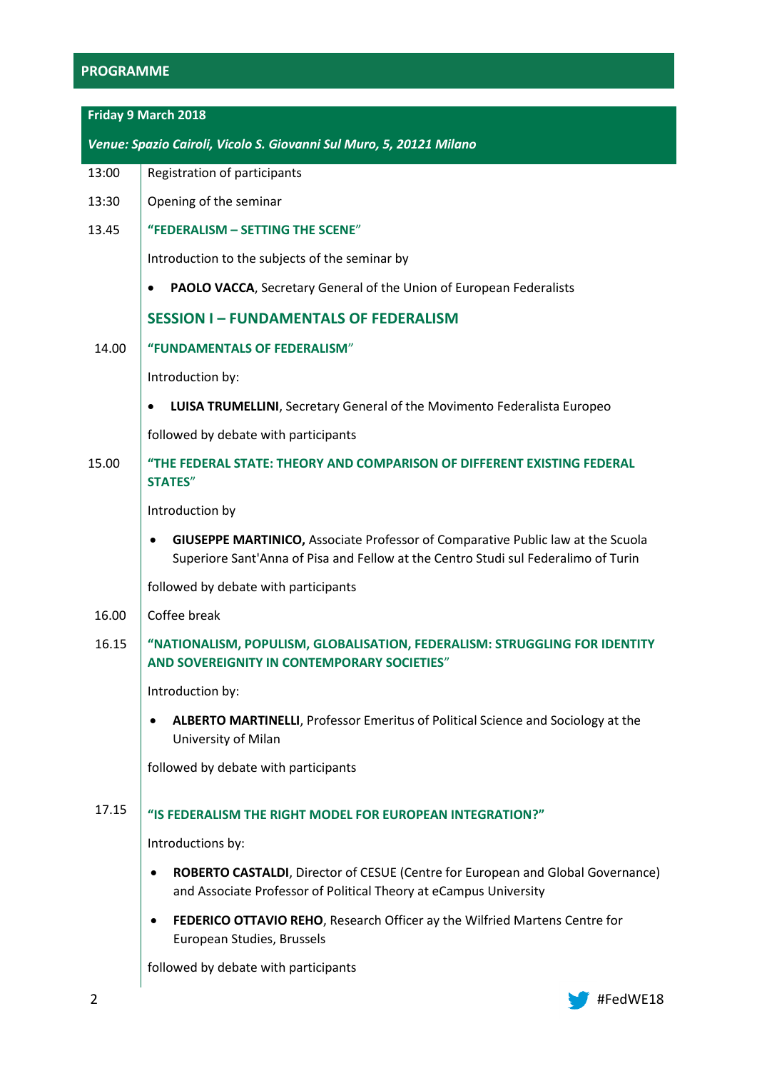## PROGRAMME

**Friday 9 March 2018**

***Venue: Spazio Cairoli, Vicolo S. Giovanni Sul Muro, 5, 20121 Milano***

| | |
|---|---|
| 13:00 | Registration of participants |
| 13:30 | Opening of the seminar |
| 13.45 | **"FEDERALISM – SETTING THE SCENE"** |
| | Introduction to the subjects of the seminar by |
| | • **PAOLO VACCA**, Secretary General of the Union of European Federalists |
| | **SESSION I – FUNDAMENTALS OF FEDERALISM** |
| 14.00 | **"FUNDAMENTALS OF FEDERALISM"** |
| | Introduction by: |
| | • **LUISA TRUMELLINI**, Secretary General of the Movimento Federalista Europeo |
| | followed by debate with participants |
| 15.00 | **"THE FEDERAL STATE: THEORY AND COMPARISON OF DIFFERENT EXISTING FEDERAL STATES"** |
| | Introduction by |
| | • **GIUSEPPE MARTINICO,** Associate Professor of Comparative Public law at the Scuola Superiore Sant'Anna of Pisa and Fellow at the Centro Studi sul Federalimo of Turin |
| | followed by debate with participants |
| 16.00 | Coffee break |
| 16.15 | **"NATIONALISM, POPULISM, GLOBALISATION, FEDERALISM: STRUGGLING FOR IDENTITY AND SOVEREIGNITY IN CONTEMPORARY SOCIETIES"** |
| | Introduction by: |
| | • **ALBERTO MARTINELLI**, Professor Emeritus of Political Science and Sociology at the University of Milan |
| | followed by debate with participants |
| 17.15 | **"IS FEDERALISM THE RIGHT MODEL FOR EUROPEAN INTEGRATION?"** |
| | Introductions by: |
| | • **ROBERTO CASTALDI**, Director of CESUE (Centre for European and Global Governance) and Associate Professor of Political Theory at eCampus University |
| | • **FEDERICO OTTAVIO REHO**, Research Officer ay the Wilfried Martens Centre for European Studies, Brussels |
| | followed by debate with participants |

#FedWE18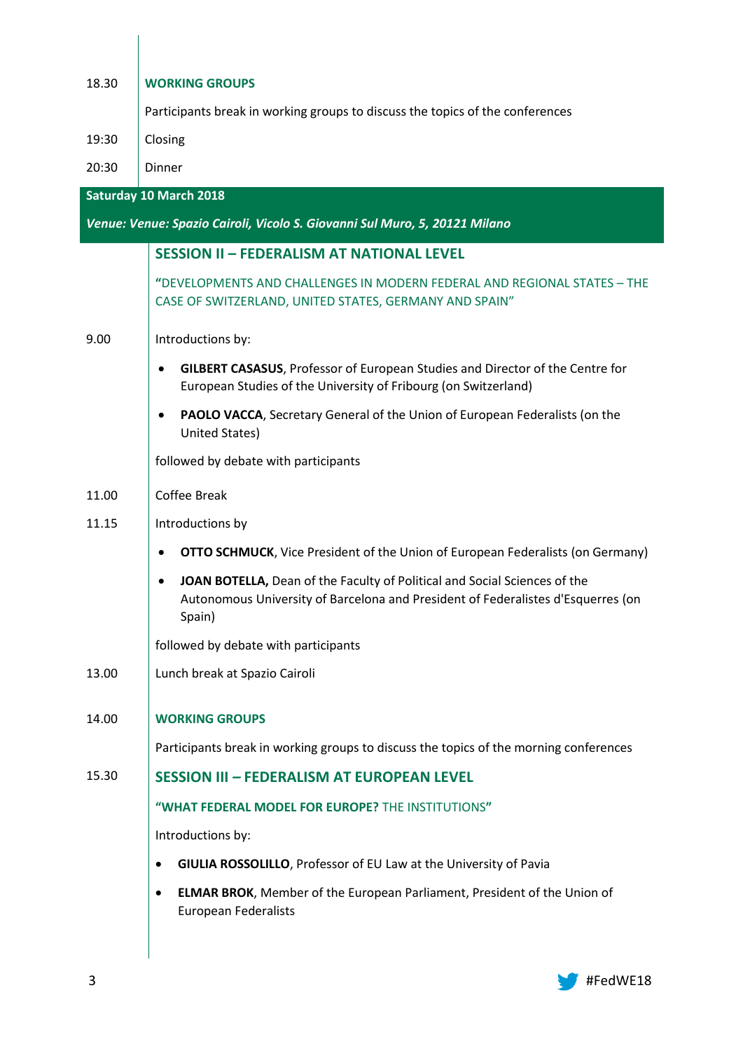18.30 **WORKING GROUPS**

Participants break in working groups to discuss the topics of the conferences

19:30 Closing

20:30 Dinner

## Saturday 10 March 2018

***Venue: Venue: Spazio Cairoli, Vicolo S. Giovanni Sul Muro, 5, 20121 Milano***

### SESSION II – FEDERALISM AT NATIONAL LEVEL

"DEVELOPMENTS AND CHALLENGES IN MODERN FEDERAL AND REGIONAL STATES – THE CASE OF SWITZERLAND, UNITED STATES, GERMANY AND SPAIN"

9.00 Introductions by:

- **GILBERT CASASUS**, Professor of European Studies and Director of the Centre for European Studies of the University of Fribourg (on Switzerland)
- **PAOLO VACCA**, Secretary General of the Union of European Federalists (on the United States)

followed by debate with participants

11.00 Coffee Break

11.15 Introductions by

- **OTTO SCHMUCK**, Vice President of the Union of European Federalists (on Germany)
- **JOAN BOTELLA,** Dean of the Faculty of Political and Social Sciences of the Autonomous University of Barcelona and President of Federalistes d'Esquerres (on Spain)

followed by debate with participants

13.00 Lunch break at Spazio Cairoli

14.00 **WORKING GROUPS**

Participants break in working groups to discuss the topics of the morning conferences

15.30

### SESSION III – FEDERALISM AT EUROPEAN LEVEL

**"WHAT FEDERAL MODEL FOR EUROPE?** THE INSTITUTIONS**"**

Introductions by:

- **GIULIA ROSSOLILLO**, Professor of EU Law at the University of Pavia
- **ELMAR BROK**, Member of the European Parliament, President of the Union of European Federalists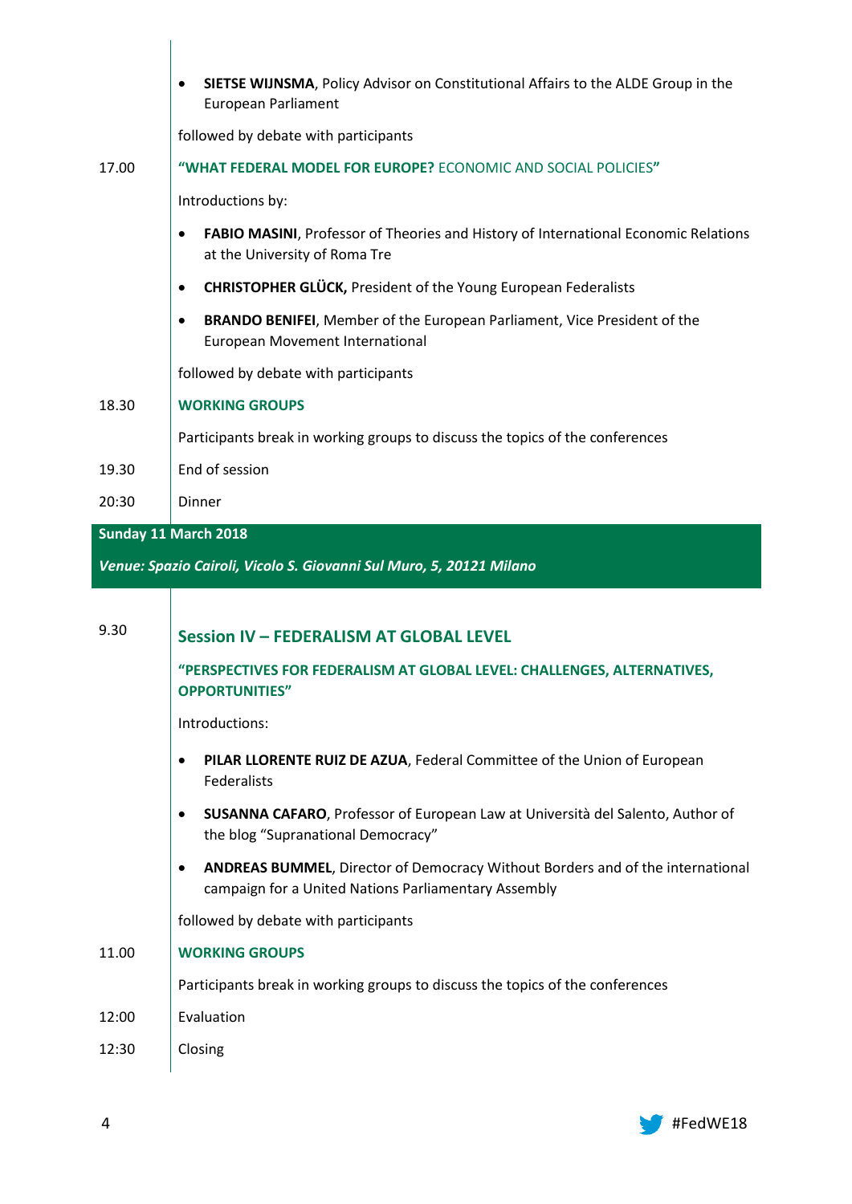- **SIETSE WIJNSMA**, Policy Advisor on Constitutional Affairs to the ALDE Group in the European Parliament

followed by debate with participants

**17.00** **"WHAT FEDERAL MODEL FOR EUROPE?** ECONOMIC AND SOCIAL POLICIES**"**

Introductions by:

- **FABIO MASINI**, Professor of Theories and History of International Economic Relations at the University of Roma Tre
- **CHRISTOPHER GLÜCK,** President of the Young European Federalists
- **BRANDO BENIFEI**, Member of the European Parliament, Vice President of the European Movement International

followed by debate with participants

**18.30** **WORKING GROUPS**

Participants break in working groups to discuss the topics of the conferences

**19.30** End of session

**20:30** Dinner

## Sunday 11 March 2018

***Venue: Spazio Cairoli, Vicolo S. Giovanni Sul Muro, 5, 20121 Milano***

**9.30**

### Session IV – FEDERALISM AT GLOBAL LEVEL

**"PERSPECTIVES FOR FEDERALISM AT GLOBAL LEVEL: CHALLENGES, ALTERNATIVES, OPPORTUNITIES"**

Introductions:

- **PILAR LLORENTE RUIZ DE AZUA**, Federal Committee of the Union of European Federalists
- **SUSANNA CAFARO**, Professor of European Law at Università del Salento, Author of the blog "Supranational Democracy"
- **ANDREAS BUMMEL**, Director of Democracy Without Borders and of the international campaign for a United Nations Parliamentary Assembly

followed by debate with participants

**11.00** **WORKING GROUPS**

Participants break in working groups to discuss the topics of the conferences

**12:00** Evaluation

**12:30** Closing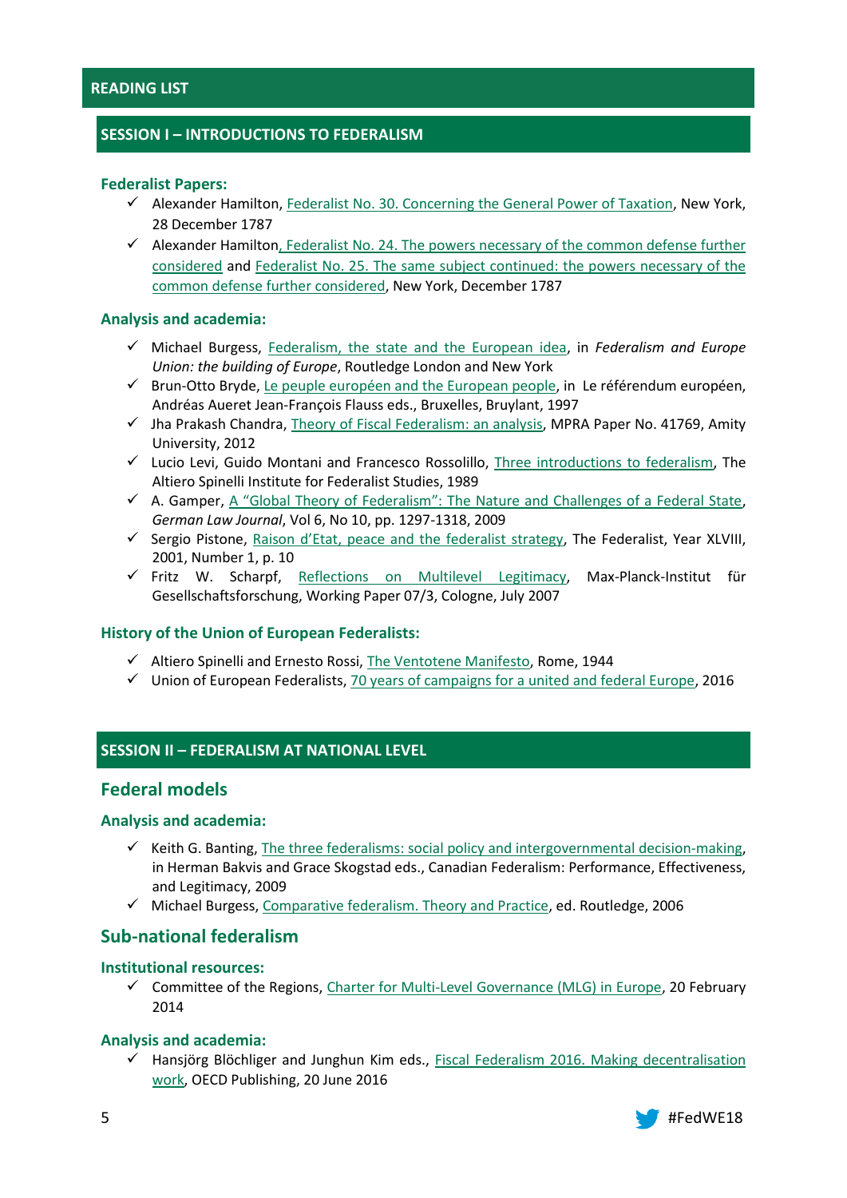## READING LIST

## SESSION I – INTRODUCTIONS TO FEDERALISM

### Federalist Papers:

- ✓ Alexander Hamilton, Federalist No. 30. Concerning the General Power of Taxation, New York, 28 December 1787
- ✓ Alexander Hamilton, Federalist No. 24. The powers necessary of the common defense further considered and Federalist No. 25. The same subject continued: the powers necessary of the common defense further considered, New York, December 1787

### Analysis and academia:

- ✓ Michael Burgess, Federalism, the state and the European idea, in *Federalism and Europe Union: the building of Europe*, Routledge London and New York
- ✓ Brun-Otto Bryde, Le peuple européen and the European people, in Le référendum européen, Andréas Aueret Jean-François Flauss eds., Bruxelles, Bruylant, 1997
- ✓ Jha Prakash Chandra, Theory of Fiscal Federalism: an analysis, MPRA Paper No. 41769, Amity University, 2012
- ✓ Lucio Levi, Guido Montani and Francesco Rossolillo, Three introductions to federalism, The Altiero Spinelli Institute for Federalist Studies, 1989
- ✓ A. Gamper, A "Global Theory of Federalism": The Nature and Challenges of a Federal State, *German Law Journal*, Vol 6, No 10, pp. 1297-1318, 2009
- ✓ Sergio Pistone, Raison d'Etat, peace and the federalist strategy, The Federalist, Year XLVIII, 2001, Number 1, p. 10
- ✓ Fritz W. Scharpf, Reflections on Multilevel Legitimacy, Max-Planck-Institut für Gesellschaftsforschung, Working Paper 07/3, Cologne, July 2007

### History of the Union of European Federalists:

- ✓ Altiero Spinelli and Ernesto Rossi, The Ventotene Manifesto, Rome, 1944
- ✓ Union of European Federalists, 70 years of campaigns for a united and federal Europe, 2016

## SESSION II – FEDERALISM AT NATIONAL LEVEL

### Federal models

#### Analysis and academia:

- ✓ Keith G. Banting, The three federalisms: social policy and intergovernmental decision-making, in Herman Bakvis and Grace Skogstad eds., Canadian Federalism: Performance, Effectiveness, and Legitimacy, 2009
- ✓ Michael Burgess, Comparative federalism. Theory and Practice, ed. Routledge, 2006

### Sub-national federalism

#### Institutional resources:

- ✓ Committee of the Regions, Charter for Multi-Level Governance (MLG) in Europe, 20 February 2014

#### Analysis and academia:

- ✓ Hansjörg Blöchliger and Junghun Kim eds., Fiscal Federalism 2016. Making decentralisation work, OECD Publishing, 20 June 2016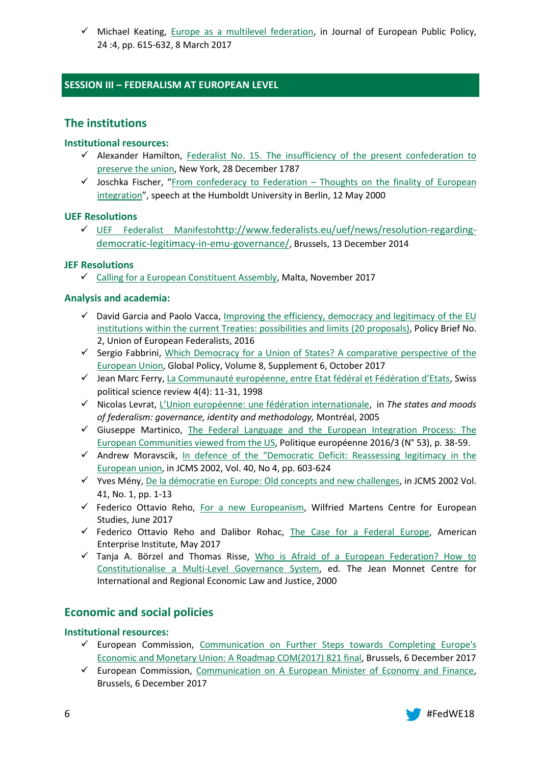- ✓ Michael Keating, Europe as a multilevel federation, in Journal of European Public Policy, 24 :4, pp. 615-632, 8 March 2017

## SESSION III – FEDERALISM AT EUROPEAN LEVEL

### The institutions

#### Institutional resources:

- ✓ Alexander Hamilton, Federalist No. 15. The insufficiency of the present confederation to preserve the union, New York, 28 December 1787
- ✓ Joschka Fischer, "From confederacy to Federation – Thoughts on the finality of European integration", speech at the Humboldt University in Berlin, 12 May 2000

#### UEF Resolutions

- ✓ UEF Federalist Manifestohttp://www.federalists.eu/uef/news/resolution-regarding-democratic-legitimacy-in-emu-governance/, Brussels, 13 December 2014

#### JEF Resolutions

- ✓ Calling for a European Constituent Assembly, Malta, November 2017

#### Analysis and academia:

- ✓ David Garcia and Paolo Vacca, Improving the efficiency, democracy and legitimacy of the EU institutions within the current Treaties: possibilities and limits (20 proposals), Policy Brief No. 2, Union of European Federalists, 2016
- ✓ Sergio Fabbrini, Which Democracy for a Union of States? A comparative perspective of the European Union, Global Policy, Volume 8, Supplement 6, October 2017
- ✓ Jean Marc Ferry, La Communauté européenne, entre Etat fédéral et Fédération d'Etats, Swiss political science review 4(4): 11-31, 1998
- ✓ Nicolas Levrat, L'Union européenne: une fédération internationale, in *The states and moods of federalism: governance, identity and methodology,* Montréal, 2005
- ✓ Giuseppe Martinico, The Federal Language and the European Integration Process: The European Communities viewed from the US, Politique européenne 2016/3 (N° 53), p. 38-59.
- ✓ Andrew Moravscik, In defence of the "Democratic Deficit: Reassessing legitimacy in the European union, in JCMS 2002, Vol. 40, No 4, pp. 603-624
- ✓ Yves Mény, De la démocratie en Europe: Old concepts and new challenges, in JCMS 2002 Vol. 41, No. 1, pp. 1-13
- ✓ Federico Ottavio Reho, For a new Europeanism, Wilfried Martens Centre for European Studies, June 2017
- ✓ Federico Ottavio Reho and Dalibor Rohac, The Case for a Federal Europe, American Enterprise Institute, May 2017
- ✓ Tanja A. Börzel and Thomas Risse, Who is Afraid of a European Federation? How to Constitutionalise a Multi-Level Governance System, ed. The Jean Monnet Centre for International and Regional Economic Law and Justice, 2000

### Economic and social policies

#### Institutional resources:

- ✓ European Commission, Communication on Further Steps towards Completing Europe's Economic and Monetary Union: A Roadmap COM(2017) 821 final, Brussels, 6 December 2017
- ✓ European Commission, Communication on A European Minister of Economy and Finance, Brussels, 6 December 2017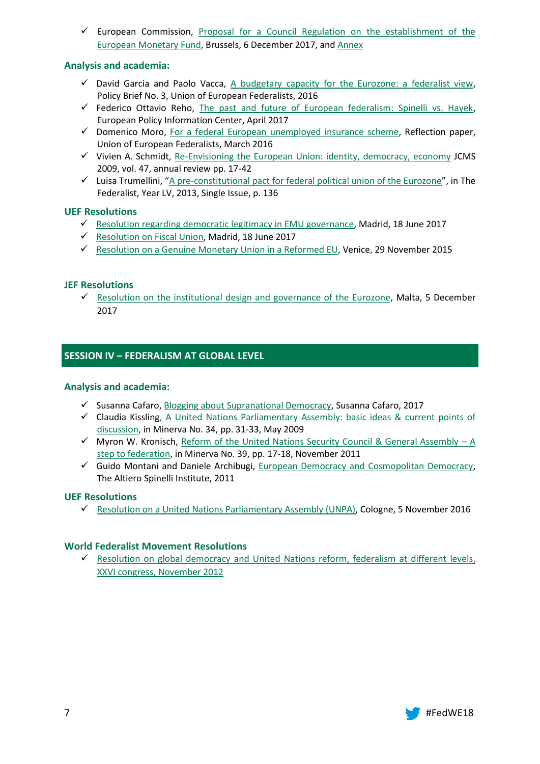- ✓ European Commission, Proposal for a Council Regulation on the establishment of the European Monetary Fund, Brussels, 6 December 2017, and Annex

### Analysis and academia:

- ✓ David Garcia and Paolo Vacca, A budgetary capacity for the Eurozone: a federalist view, Policy Brief No. 3, Union of European Federalists, 2016
- ✓ Federico Ottavio Reho, The past and future of European federalism: Spinelli vs. Hayek, European Policy Information Center, April 2017
- ✓ Domenico Moro, For a federal European unemployed insurance scheme, Reflection paper, Union of European Federalists, March 2016
- ✓ Vivien A. Schmidt, Re-Envisioning the European Union: identity, democracy, economy JCMS 2009, vol. 47, annual review pp. 17-42
- ✓ Luisa Trumellini, "A pre-constitutional pact for federal political union of the Eurozone", in The Federalist, Year LV, 2013, Single Issue, p. 136

### UEF Resolutions

- ✓ Resolution regarding democratic legitimacy in EMU governance, Madrid, 18 June 2017
- ✓ Resolution on Fiscal Union, Madrid, 18 June 2017
- ✓ Resolution on a Genuine Monetary Union in a Reformed EU, Venice, 29 November 2015

### JEF Resolutions

- ✓ Resolution on the institutional design and governance of the Eurozone, Malta, 5 December 2017

## SESSION IV – FEDERALISM AT GLOBAL LEVEL

### Analysis and academia:

- ✓ Susanna Cafaro, Blogging about Supranational Democracy, Susanna Cafaro, 2017
- ✓ Claudia Kissling, A United Nations Parliamentary Assembly: basic ideas & current points of discussion, in Minerva No. 34, pp. 31-33, May 2009
- ✓ Myron W. Kronisch, Reform of the United Nations Security Council & General Assembly – A step to federation, in Minerva No. 39, pp. 17-18, November 2011
- ✓ Guido Montani and Daniele Archibugi, European Democracy and Cosmopolitan Democracy, The Altiero Spinelli Institute, 2011

### UEF Resolutions

- ✓ Resolution on a United Nations Parliamentary Assembly (UNPA), Cologne, 5 November 2016

### World Federalist Movement Resolutions

- ✓ Resolution on global democracy and United Nations reform, federalism at different levels, XXVI congress, November 2012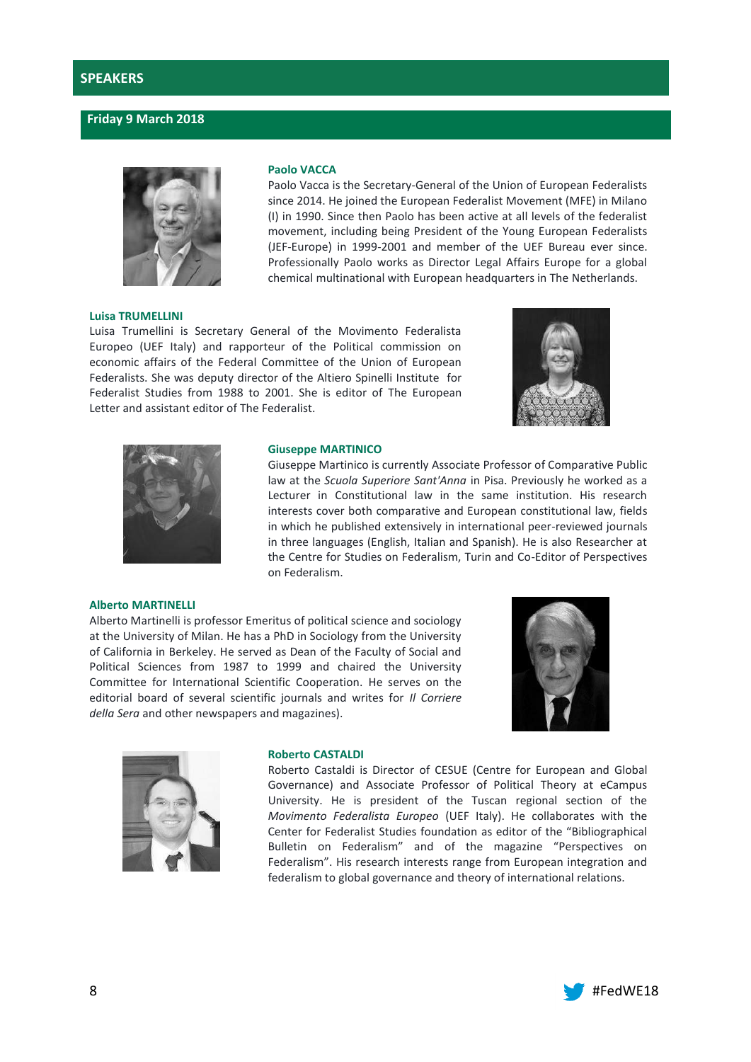## SPEAKERS

### Friday 9 March 2018

**Paolo VACCA**

Paolo Vacca is the Secretary-General of the Union of European Federalists since 2014. He joined the European Federalist Movement (MFE) in Milano (I) in 1990. Since then Paolo has been active at all levels of the federalist movement, including being President of the Young European Federalists (JEF-Europe) in 1999-2001 and member of the UEF Bureau ever since. Professionally Paolo works as Director Legal Affairs Europe for a global chemical multinational with European headquarters in The Netherlands.

**Luisa TRUMELLINI**

Luisa Trumellini is Secretary General of the Movimento Federalista Europeo (UEF Italy) and rapporteur of the Political commission on economic affairs of the Federal Committee of the Union of European Federalists. She was deputy director of the Altiero Spinelli Institute for Federalist Studies from 1988 to 2001. She is editor of The European Letter and assistant editor of The Federalist.

**Giuseppe MARTINICO**

Giuseppe Martinico is currently Associate Professor of Comparative Public law at the *Scuola Superiore Sant'Anna* in Pisa. Previously he worked as a Lecturer in Constitutional law in the same institution. His research interests cover both comparative and European constitutional law, fields in which he published extensively in international peer-reviewed journals in three languages (English, Italian and Spanish). He is also Researcher at the Centre for Studies on Federalism, Turin and Co-Editor of Perspectives on Federalism.

**Alberto MARTINELLI**

Alberto Martinelli is professor Emeritus of political science and sociology at the University of Milan. He has a PhD in Sociology from the University of California in Berkeley. He served as Dean of the Faculty of Social and Political Sciences from 1987 to 1999 and chaired the University Committee for International Scientific Cooperation. He serves on the editorial board of several scientific journals and writes for *Il Corriere della Sera* and other newspapers and magazines).

**Roberto CASTALDI**

Roberto Castaldi is Director of CESUE (Centre for European and Global Governance) and Associate Professor of Political Theory at eCampus University. He is president of the Tuscan regional section of the *Movimento Federalista Europeo* (UEF Italy). He collaborates with the Center for Federalist Studies foundation as editor of the "Bibliographical Bulletin on Federalism" and of the magazine "Perspectives on Federalism". His research interests range from European integration and federalism to global governance and theory of international relations.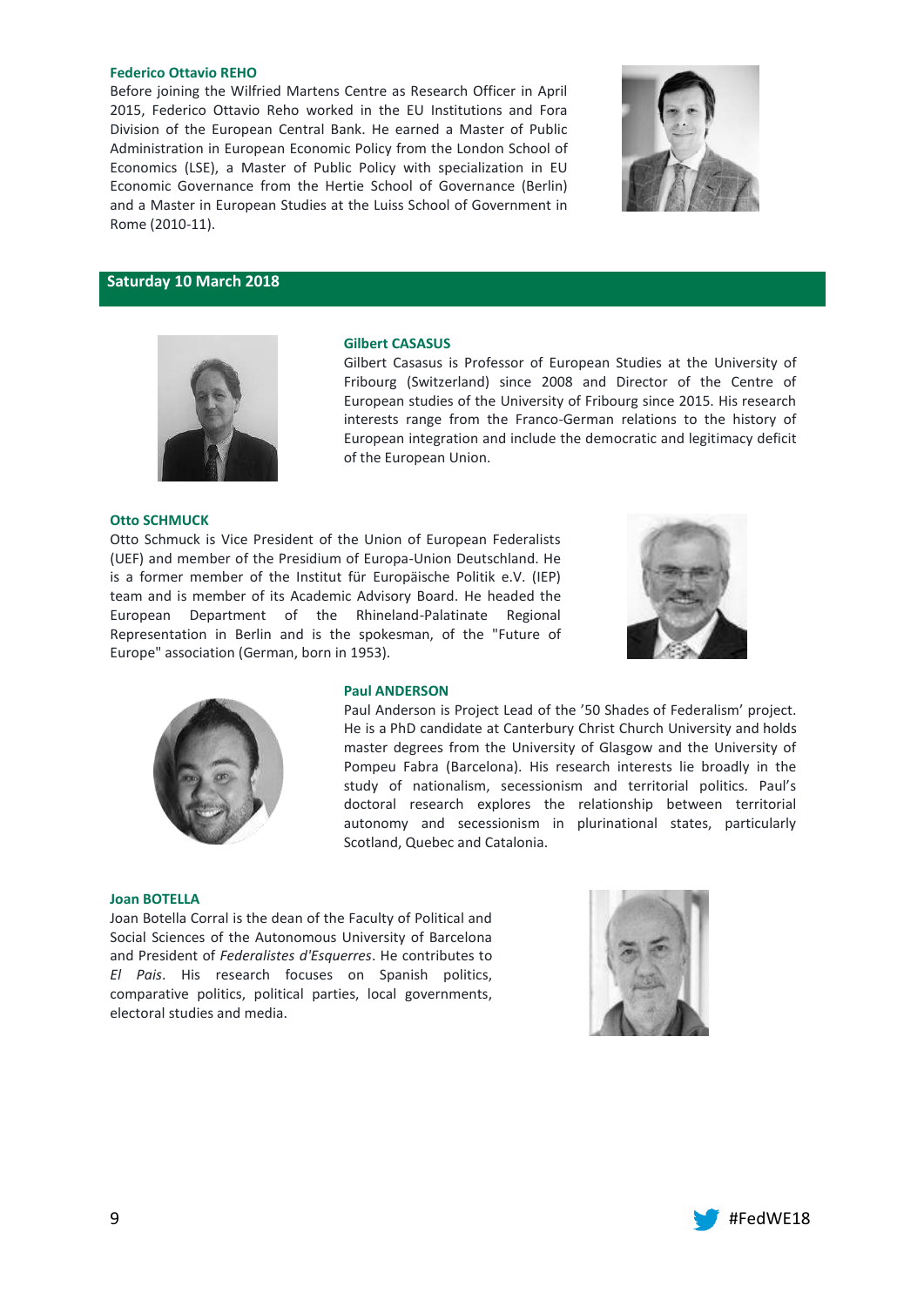**Federico Ottavio REHO**

Before joining the Wilfried Martens Centre as Research Officer in April 2015, Federico Ottavio Reho worked in the EU Institutions and Fora Division of the European Central Bank. He earned a Master of Public Administration in European Economic Policy from the London School of Economics (LSE), a Master of Public Policy with specialization in EU Economic Governance from the Hertie School of Governance (Berlin) and a Master in European Studies at the Luiss School of Government in Rome (2010-11).

## Saturday 10 March 2018

**Gilbert CASASUS**

Gilbert Casasus is Professor of European Studies at the University of Fribourg (Switzerland) since 2008 and Director of the Centre of European studies of the University of Fribourg since 2015. His research interests range from the Franco-German relations to the history of European integration and include the democratic and legitimacy deficit of the European Union.

**Otto SCHMUCK**

Otto Schmuck is Vice President of the Union of European Federalists (UEF) and member of the Presidium of Europa-Union Deutschland. He is a former member of the Institut für Europäische Politik e.V. (IEP) team and is member of its Academic Advisory Board. He headed the European Department of the Rhineland-Palatinate Regional Representation in Berlin and is the spokesman, of the "Future of Europe" association (German, born in 1953).

**Paul ANDERSON**

Paul Anderson is Project Lead of the '50 Shades of Federalism' project. He is a PhD candidate at Canterbury Christ Church University and holds master degrees from the University of Glasgow and the University of Pompeu Fabra (Barcelona). His research interests lie broadly in the study of nationalism, secessionism and territorial politics. Paul's doctoral research explores the relationship between territorial autonomy and secessionism in plurinational states, particularly Scotland, Quebec and Catalonia.

**Joan BOTELLA**

Joan Botella Corral is the dean of the Faculty of Political and Social Sciences of the Autonomous University of Barcelona and President of *Federalistes d'Esquerres*. He contributes to *El Pais*. His research focuses on Spanish politics, comparative politics, political parties, local governments, electoral studies and media.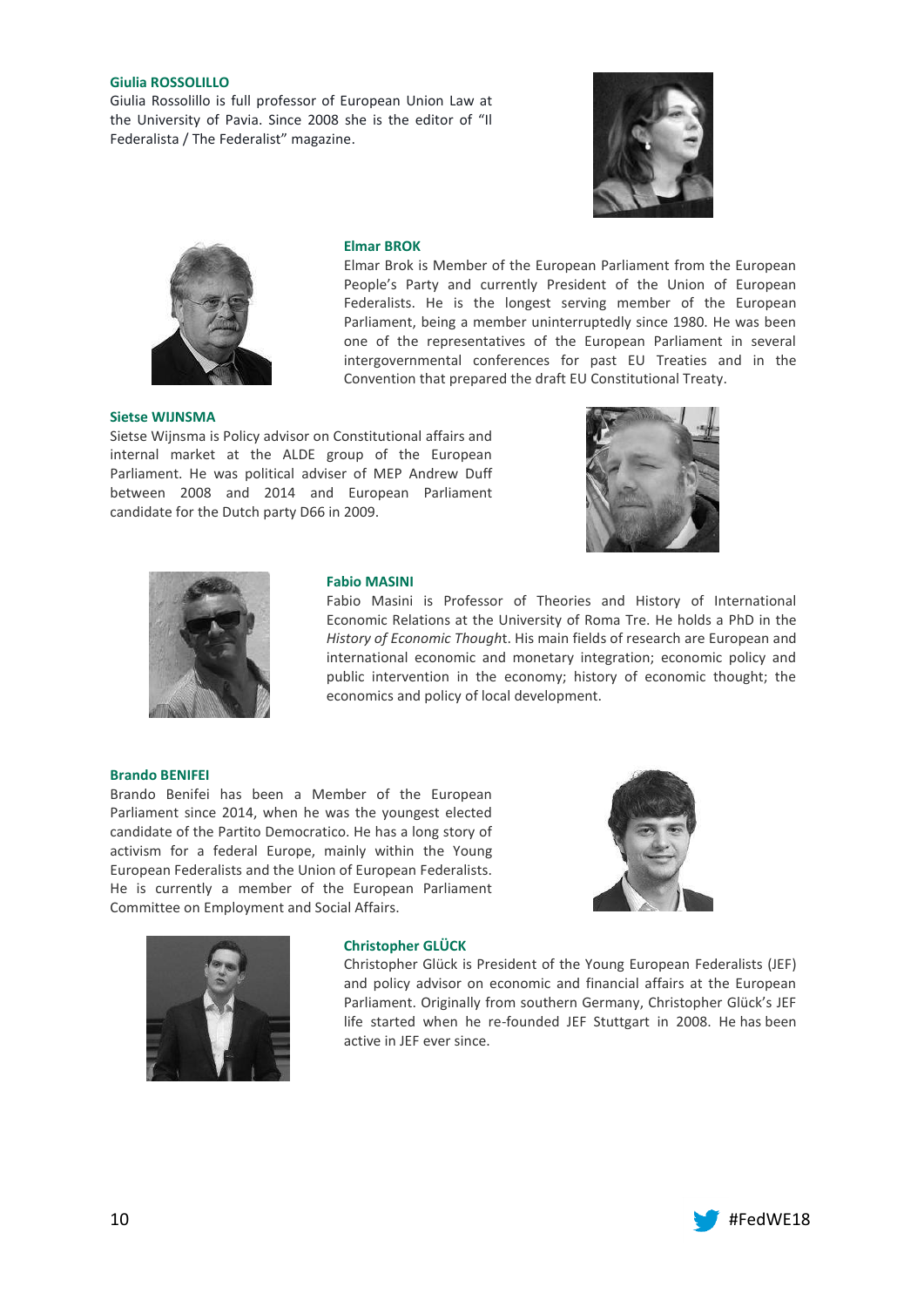**Giulia ROSSOLILLO**

Giulia Rossolillo is full professor of European Union Law at the University of Pavia. Since 2008 she is the editor of "Il Federalista / The Federalist" magazine.

**Elmar BROK**

Elmar Brok is Member of the European Parliament from the European People's Party and currently President of the Union of European Federalists. He is the longest serving member of the European Parliament, being a member uninterruptedly since 1980. He was been one of the representatives of the European Parliament in several intergovernmental conferences for past EU Treaties and in the Convention that prepared the draft EU Constitutional Treaty.

**Sietse WIJNSMA**

Sietse Wijnsma is Policy advisor on Constitutional affairs and internal market at the ALDE group of the European Parliament. He was political adviser of MEP Andrew Duff between 2008 and 2014 and European Parliament candidate for the Dutch party D66 in 2009.

**Fabio MASINI**

Fabio Masini is Professor of Theories and History of International Economic Relations at the University of Roma Tre. He holds a PhD in the *History of Economic Though*t. His main fields of research are European and international economic and monetary integration; economic policy and public intervention in the economy; history of economic thought; the economics and policy of local development.

**Brando BENIFEI**

Brando Benifei has been a Member of the European Parliament since 2014, when he was the youngest elected candidate of the Partito Democratico. He has a long story of activism for a federal Europe, mainly within the Young European Federalists and the Union of European Federalists. He is currently a member of the European Parliament Committee on Employment and Social Affairs.

**Christopher GLÜCK**

Christopher Glück is President of the Young European Federalists (JEF) and policy advisor on economic and financial affairs at the European Parliament. Originally from southern Germany, Christopher Glück's JEF life started when he re-founded JEF Stuttgart in 2008. He has been active in JEF ever since.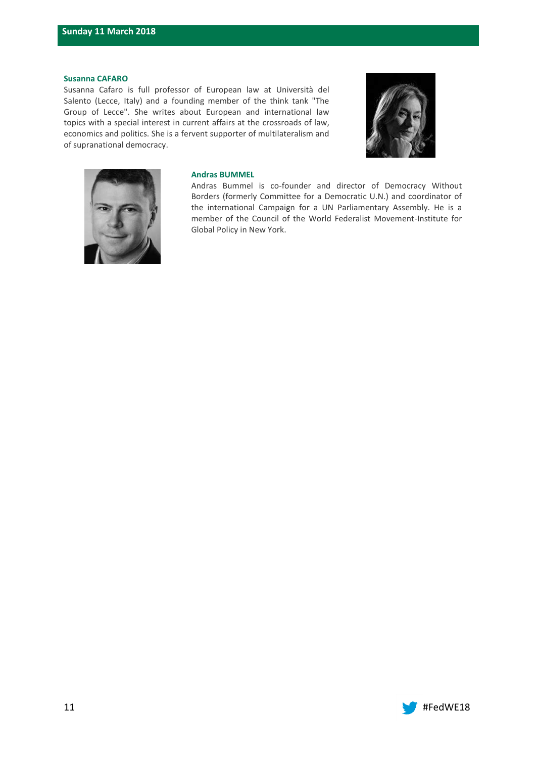## Sunday 11 March 2018

### Susanna CAFARO

Susanna Cafaro is full professor of European law at Università del Salento (Lecce, Italy) and a founding member of the think tank "The Group of Lecce". She writes about European and international law topics with a special interest in current affairs at the crossroads of law, economics and politics. She is a fervent supporter of multilateralism and of supranational democracy.

### Andras BUMMEL

Andras Bummel is co-founder and director of Democracy Without Borders (formerly Committee for a Democratic U.N.) and coordinator of the international Campaign for a UN Parliamentary Assembly. He is a member of the Council of the World Federalist Movement-Institute for Global Policy in New York.

#FedWE18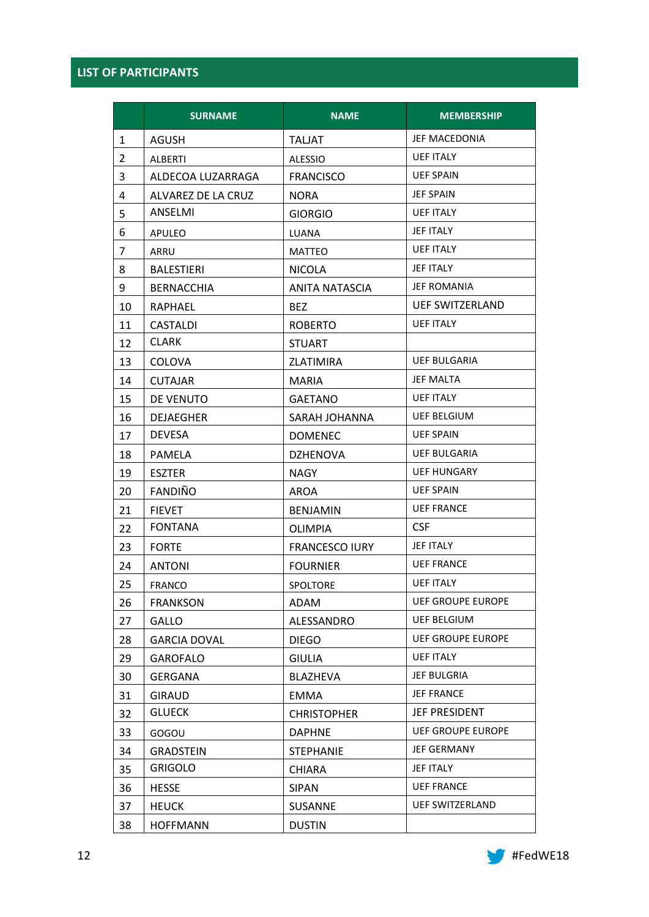## LIST OF PARTICIPANTS

| | SURNAME | NAME | MEMBERSHIP |
|---|---|---|---|
| 1 | AGUSH | TALJAT | JEF MACEDONIA |
| 2 | ALBERTI | ALESSIO | UEF ITALY |
| 3 | ALDECOA LUZARRAGA | FRANCISCO | UEF SPAIN |
| 4 | ALVAREZ DE LA CRUZ | NORA | JEF SPAIN |
| 5 | ANSELMI | GIORGIO | UEF ITALY |
| 6 | APULEO | LUANA | JEF ITALY |
| 7 | ARRU | MATTEO | UEF ITALY |
| 8 | BALESTIERI | NICOLA | JEF ITALY |
| 9 | BERNACCHIA | ANITA NATASCIA | JEF ROMANIA |
| 10 | RAPHAEL | BEZ | UEF SWITZERLAND |
| 11 | CASTALDI | ROBERTO | UEF ITALY |
| 12 | CLARK | STUART | |
| 13 | COLOVA | ZLATIMIRA | UEF BULGARIA |
| 14 | CUTAJAR | MARIA | JEF MALTA |
| 15 | DE VENUTO | GAETANO | UEF ITALY |
| 16 | DEJAEGHER | SARAH JOHANNA | UEF BELGIUM |
| 17 | DEVESA | DOMENEC | UEF SPAIN |
| 18 | PAMELA | DZHENOVA | UEF BULGARIA |
| 19 | ESZTER | NAGY | UEF HUNGARY |
| 20 | FANDIÑO | AROA | UEF SPAIN |
| 21 | FIEVET | BENJAMIN | UEF FRANCE |
| 22 | FONTANA | OLIMPIA | CSF |
| 23 | FORTE | FRANCESCO IURY | JEF ITALY |
| 24 | ANTONI | FOURNIER | UEF FRANCE |
| 25 | FRANCO | SPOLTORE | UEF ITALY |
| 26 | FRANKSON | ADAM | UEF GROUPE EUROPE |
| 27 | GALLO | ALESSANDRO | UEF BELGIUM |
| 28 | GARCIA DOVAL | DIEGO | UEF GROUPE EUROPE |
| 29 | GAROFALO | GIULIA | UEF ITALY |
| 30 | GERGANA | BLAZHEVA | JEF BULGRIA |
| 31 | GIRAUD | EMMA | JEF FRANCE |
| 32 | GLUECK | CHRISTOPHER | JEF PRESIDENT |
| 33 | GOGOU | DAPHNE | UEF GROUPE EUROPE |
| 34 | GRADSTEIN | STEPHANIE | JEF GERMANY |
| 35 | GRIGOLO | CHIARA | JEF ITALY |
| 36 | HESSE | SIPAN | UEF FRANCE |
| 37 | HEUCK | SUSANNE | UEF SWITZERLAND |
| 38 | HOFFMANN | DUSTIN | |

#FedWE18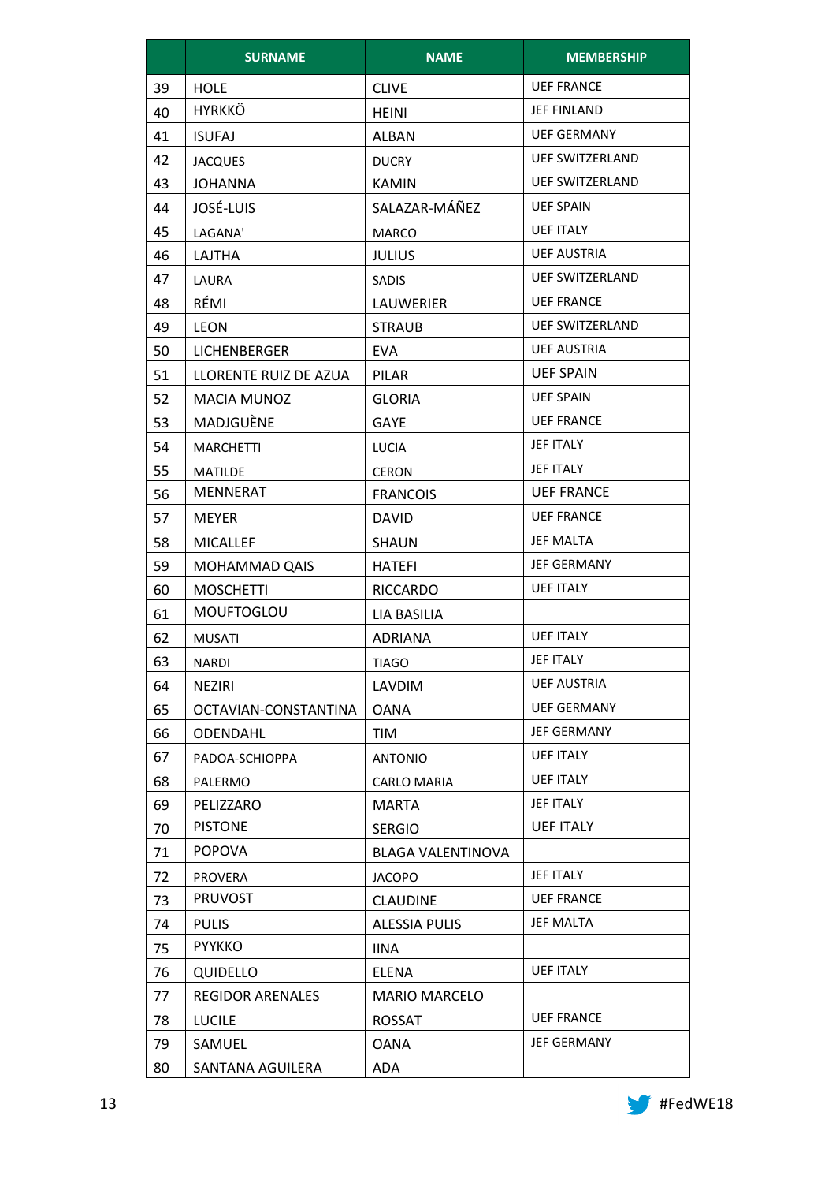| | SURNAME | NAME | MEMBERSHIP |
|---|---|---|---|
| 39 | HOLE | CLIVE | UEF FRANCE |
| 40 | HYRKKÖ | HEINI | JEF FINLAND |
| 41 | ISUFAJ | ALBAN | UEF GERMANY |
| 42 | JACQUES | DUCRY | UEF SWITZERLAND |
| 43 | JOHANNA | KAMIN | UEF SWITZERLAND |
| 44 | JOSÉ-LUIS | SALAZAR-MÁÑEZ | UEF SPAIN |
| 45 | LAGANA' | MARCO | UEF ITALY |
| 46 | LAJTHA | JULIUS | UEF AUSTRIA |
| 47 | LAURA | SADIS | UEF SWITZERLAND |
| 48 | RÉMI | LAUWERIER | UEF FRANCE |
| 49 | LEON | STRAUB | UEF SWITZERLAND |
| 50 | LICHENBERGER | EVA | UEF AUSTRIA |
| 51 | LLORENTE RUIZ DE AZUA | PILAR | UEF SPAIN |
| 52 | MACIA MUNOZ | GLORIA | UEF SPAIN |
| 53 | MADJGUÈNE | GAYE | UEF FRANCE |
| 54 | MARCHETTI | LUCIA | JEF ITALY |
| 55 | MATILDE | CERON | JEF ITALY |
| 56 | MENNERAT | FRANCOIS | UEF FRANCE |
| 57 | MEYER | DAVID | UEF FRANCE |
| 58 | MICALLEF | SHAUN | JEF MALTA |
| 59 | MOHAMMAD QAIS | HATEFI | JEF GERMANY |
| 60 | MOSCHETTI | RICCARDO | UEF ITALY |
| 61 | MOUFTOGLOU | LIA BASILIA | |
| 62 | MUSATI | ADRIANA | UEF ITALY |
| 63 | NARDI | TIAGO | JEF ITALY |
| 64 | NEZIRI | LAVDIM | UEF AUSTRIA |
| 65 | OCTAVIAN-CONSTANTINA | OANA | UEF GERMANY |
| 66 | ODENDAHL | TIM | JEF GERMANY |
| 67 | PADOA-SCHIOPPA | ANTONIO | UEF ITALY |
| 68 | PALERMO | CARLO MARIA | UEF ITALY |
| 69 | PELIZZARO | MARTA | JEF ITALY |
| 70 | PISTONE | SERGIO | UEF ITALY |
| 71 | POPOVA | BLAGA VALENTINOVA | |
| 72 | PROVERA | JACOPO | JEF ITALY |
| 73 | PRUVOST | CLAUDINE | UEF FRANCE |
| 74 | PULIS | ALESSIA PULIS | JEF MALTA |
| 75 | PYYKKO | IINA | |
| 76 | QUIDELLO | ELENA | UEF ITALY |
| 77 | REGIDOR ARENALES | MARIO MARCELO | |
| 78 | LUCILE | ROSSAT | UEF FRANCE |
| 79 | SAMUEL | OANA | JEF GERMANY |
| 80 | SANTANA AGUILERA | ADA | |

#FedWE18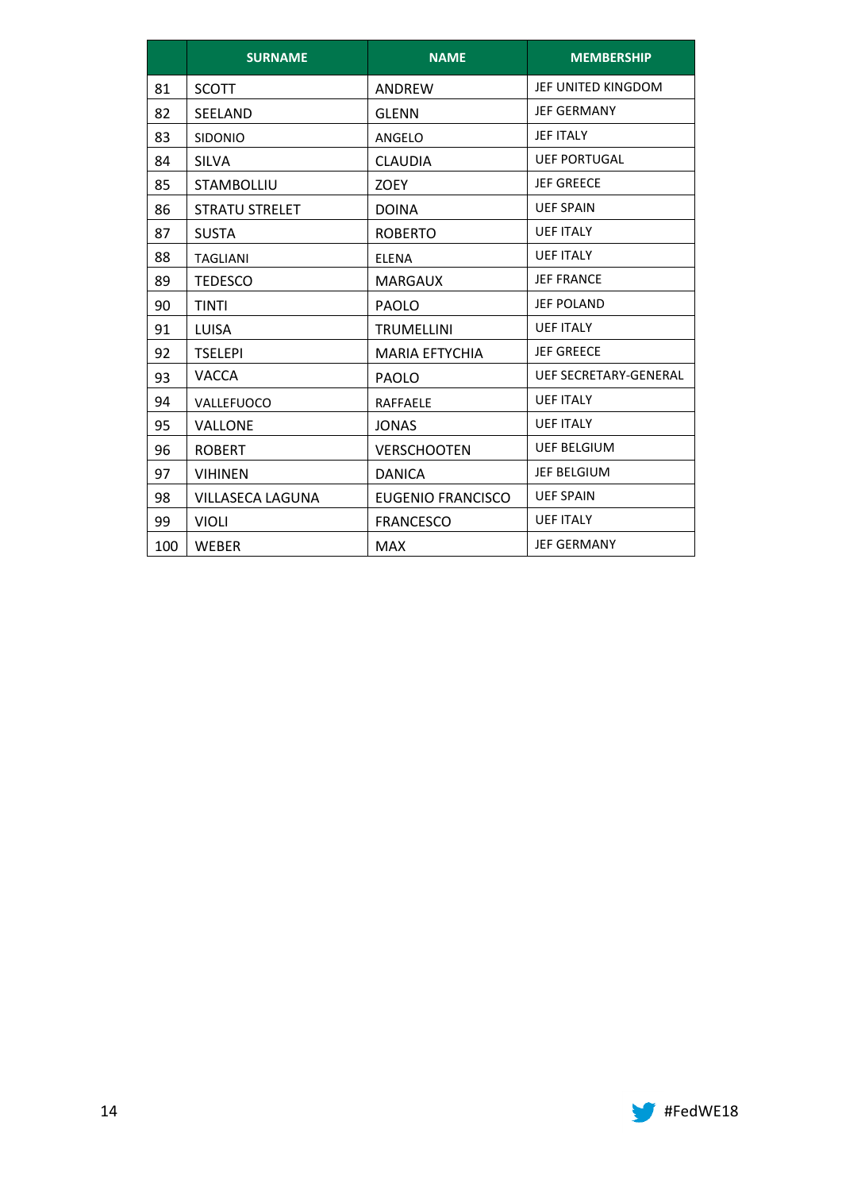| | SURNAME | NAME | MEMBERSHIP |
|---|---|---|---|
| 81 | SCOTT | ANDREW | JEF UNITED KINGDOM |
| 82 | SEELAND | GLENN | JEF GERMANY |
| 83 | SIDONIO | ANGELO | JEF ITALY |
| 84 | SILVA | CLAUDIA | UEF PORTUGAL |
| 85 | STAMBOLLIU | ZOEY | JEF GREECE |
| 86 | STRATU STRELET | DOINA | UEF SPAIN |
| 87 | SUSTA | ROBERTO | UEF ITALY |
| 88 | TAGLIANI | ELENA | UEF ITALY |
| 89 | TEDESCO | MARGAUX | JEF FRANCE |
| 90 | TINTI | PAOLO | JEF POLAND |
| 91 | LUISA | TRUMELLINI | UEF ITALY |
| 92 | TSELEPI | MARIA EFTYCHIA | JEF GREECE |
| 93 | VACCA | PAOLO | UEF SECRETARY-GENERAL |
| 94 | VALLEFUOCO | RAFFAELE | UEF ITALY |
| 95 | VALLONE | JONAS | UEF ITALY |
| 96 | ROBERT | VERSCHOOTEN | UEF BELGIUM |
| 97 | VIHINEN | DANICA | JEF BELGIUM |
| 98 | VILLASECA LAGUNA | EUGENIO FRANCISCO | UEF SPAIN |
| 99 | VIOLI | FRANCESCO | UEF ITALY |
| 100 | WEBER | MAX | JEF GERMANY |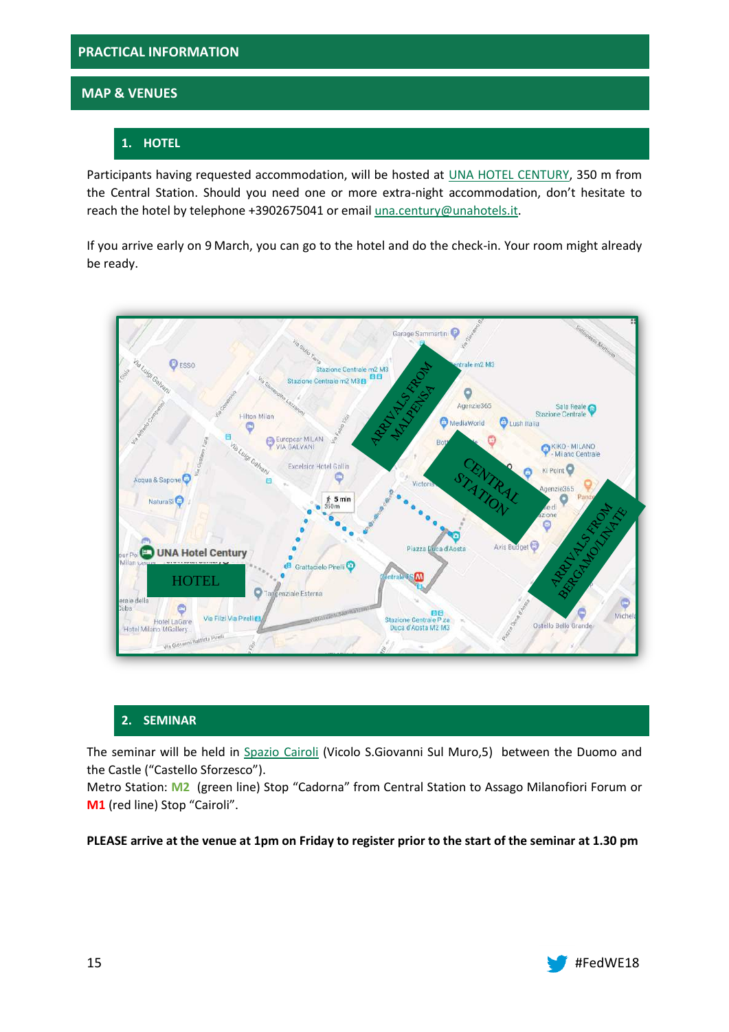# PRACTICAL INFORMATION

## MAP & VENUES

### 1. HOTEL

Participants having requested accommodation, will be hosted at UNA HOTEL CENTURY, 350 m from the Central Station. Should you need one or more extra-night accommodation, don't hesitate to reach the hotel by telephone +3902675041 or email una.century@unahotels.it.

If you arrive early on 9 March, you can go to the hotel and do the check-in. Your room might already be ready.

### 2. SEMINAR

The seminar will be held in Spazio Cairoli (Vicolo S.Giovanni Sul Muro,5) between the Duomo and the Castle ("Castello Sforzesco").

Metro Station: **M2** (green line) Stop "Cadorna" from Central Station to Assago Milanofiori Forum or **M1** (red line) Stop "Cairoli".

**PLEASE arrive at the venue at 1pm on Friday to register prior to the start of the seminar at 1.30 pm**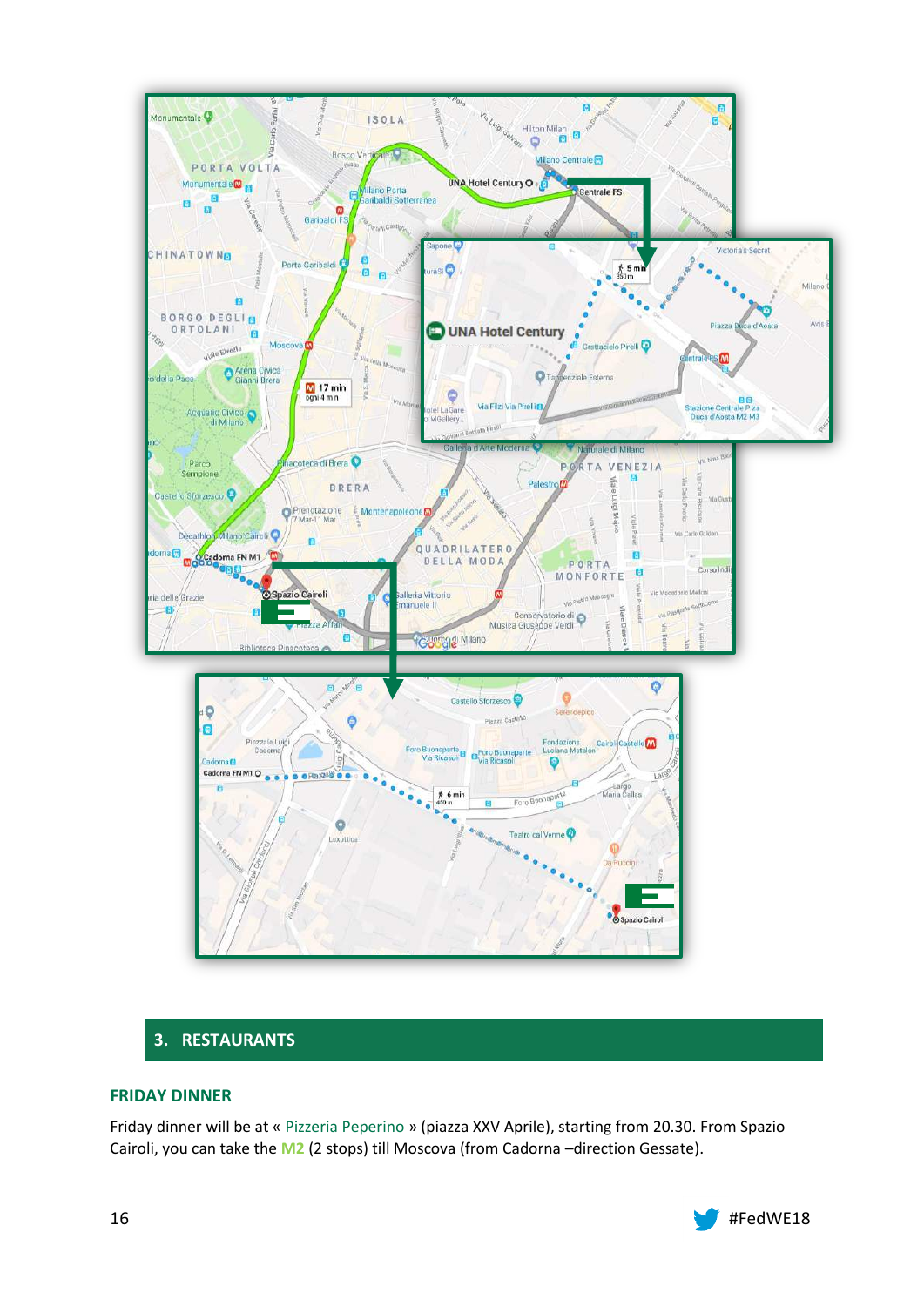## 3. RESTAURANTS

### FRIDAY DINNER

Friday dinner will be at « Pizzeria Peperino » (piazza XXV Aprile), starting from 20.30. From Spazio Cairoli, you can take the **M2** (2 stops) till Moscova (from Cadorna –direction Gessate).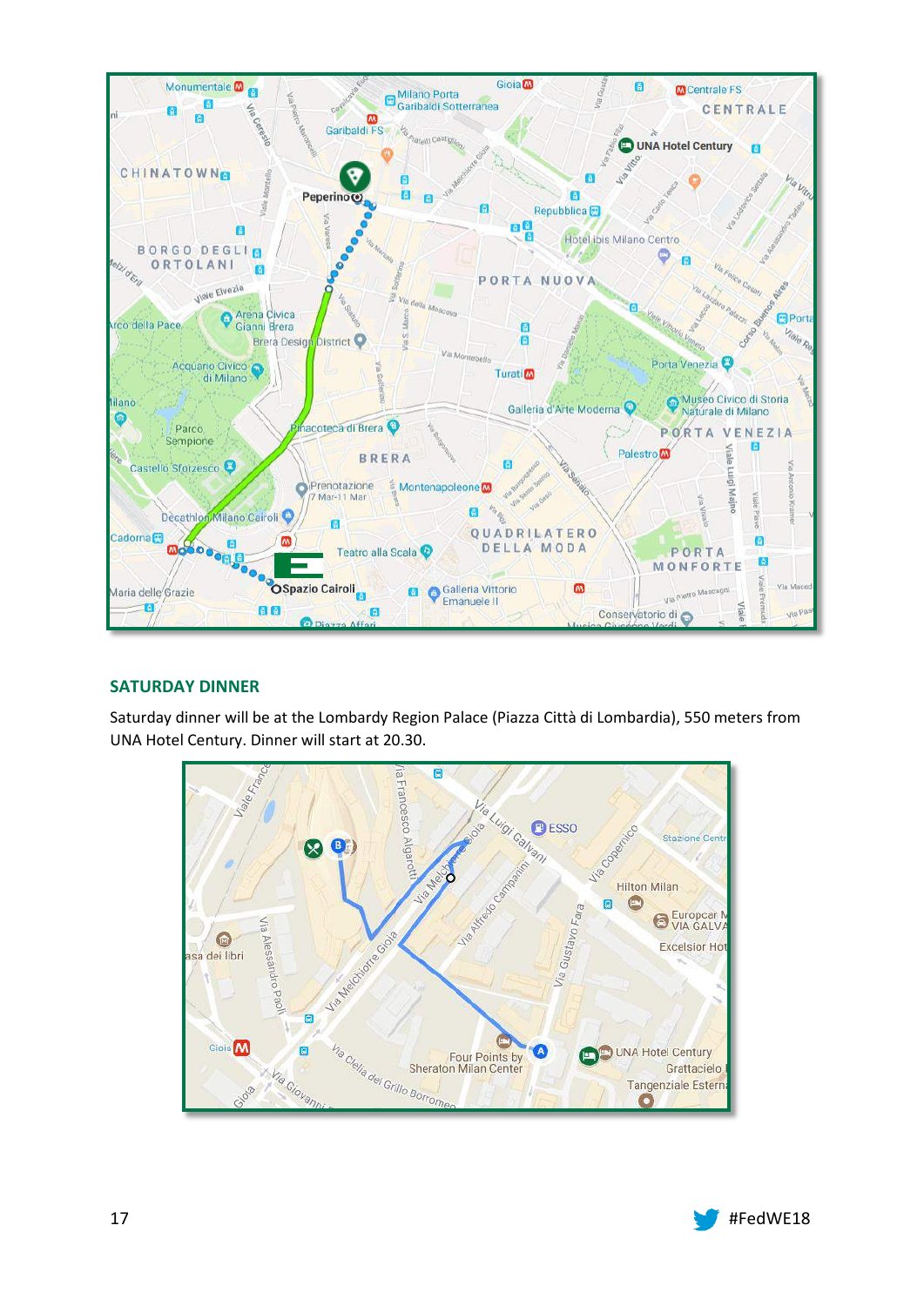## SATURDAY DINNER

Saturday dinner will be at the Lombardy Region Palace (Piazza Città di Lombardia), 550 meters from UNA Hotel Century. Dinner will start at 20.30.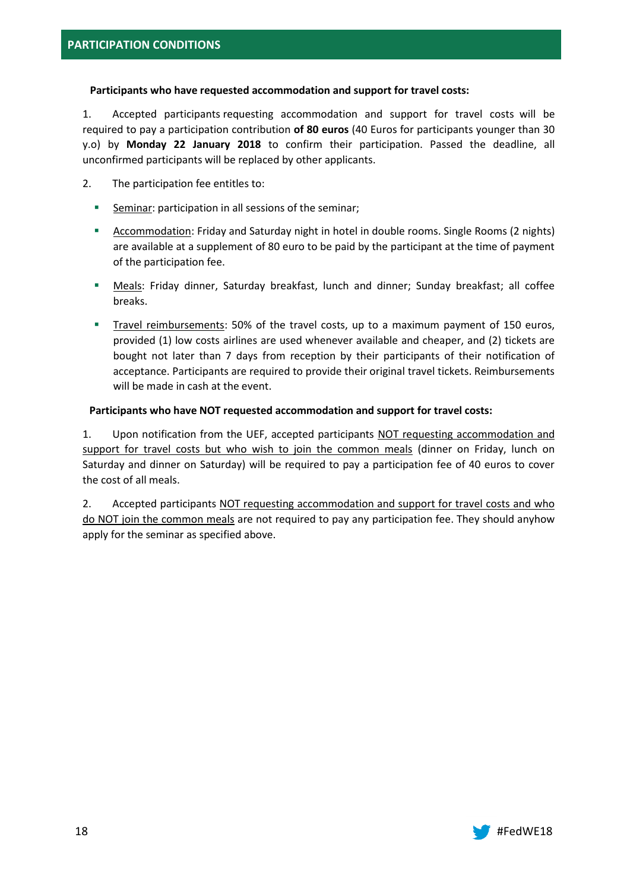## PARTICIPATION CONDITIONS

**Participants who have requested accommodation and support for travel costs:**

1. Accepted participants requesting accommodation and support for travel costs will be required to pay a participation contribution **of 80 euros** (40 Euros for participants younger than 30 y.o) by **Monday 22 January 2018** to confirm their participation. Passed the deadline, all unconfirmed participants will be replaced by other applicants.

2. The participation fee entitles to:

   - Seminar: participation in all sessions of the seminar;
   - Accommodation: Friday and Saturday night in hotel in double rooms. Single Rooms (2 nights) are available at a supplement of 80 euro to be paid by the participant at the time of payment of the participation fee.
   - Meals: Friday dinner, Saturday breakfast, lunch and dinner; Sunday breakfast; all coffee breaks.
   - Travel reimbursements: 50% of the travel costs, up to a maximum payment of 150 euros, provided (1) low costs airlines are used whenever available and cheaper, and (2) tickets are bought not later than 7 days from reception by their participants of their notification of acceptance. Participants are required to provide their original travel tickets. Reimbursements will be made in cash at the event.

**Participants who have NOT requested accommodation and support for travel costs:**

1. Upon notification from the UEF, accepted participants NOT requesting accommodation and support for travel costs but who wish to join the common meals (dinner on Friday, lunch on Saturday and dinner on Saturday) will be required to pay a participation fee of 40 euros to cover the cost of all meals.

2. Accepted participants NOT requesting accommodation and support for travel costs and who do NOT join the common meals are not required to pay any participation fee. They should anyhow apply for the seminar as specified above.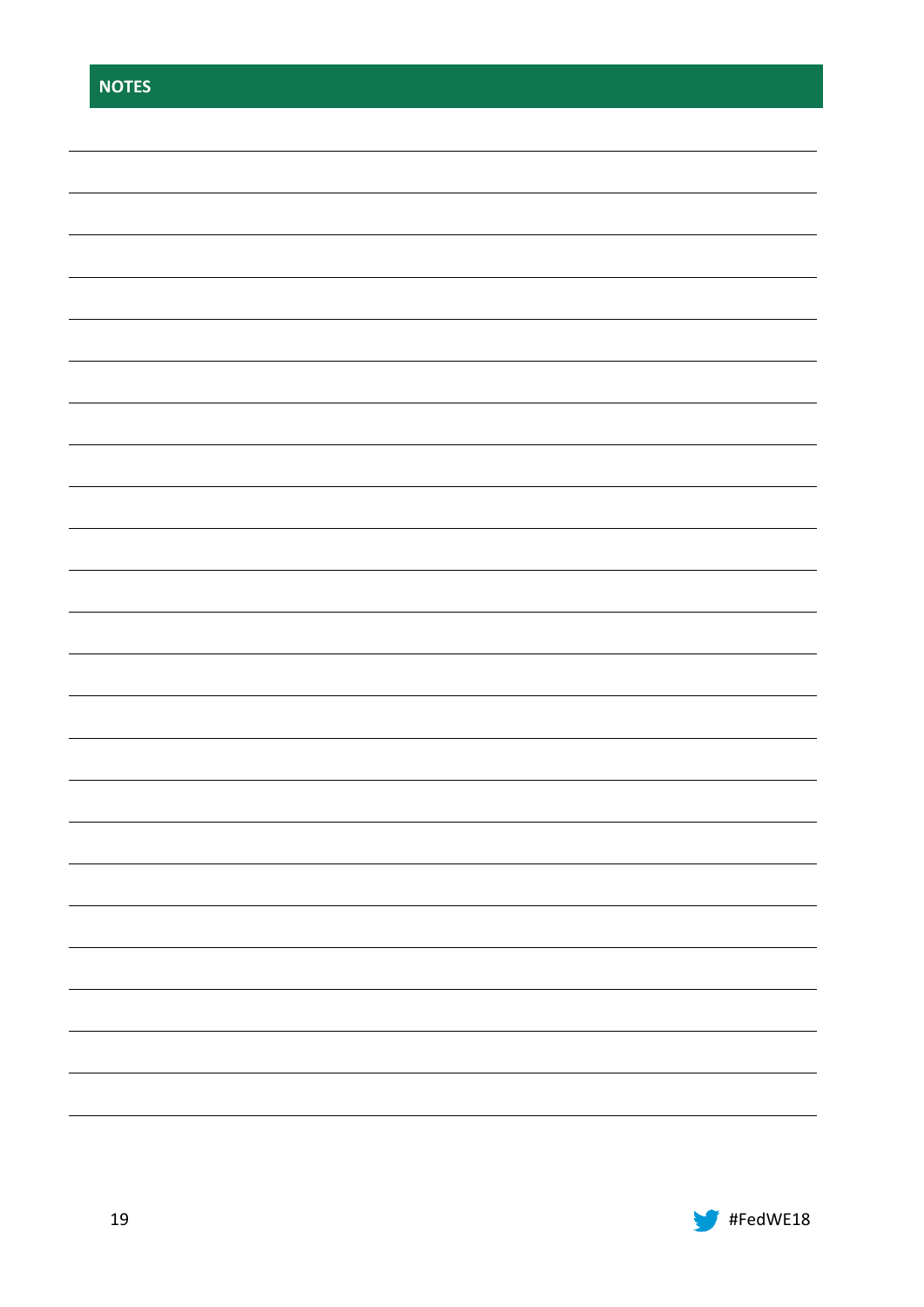## NOTES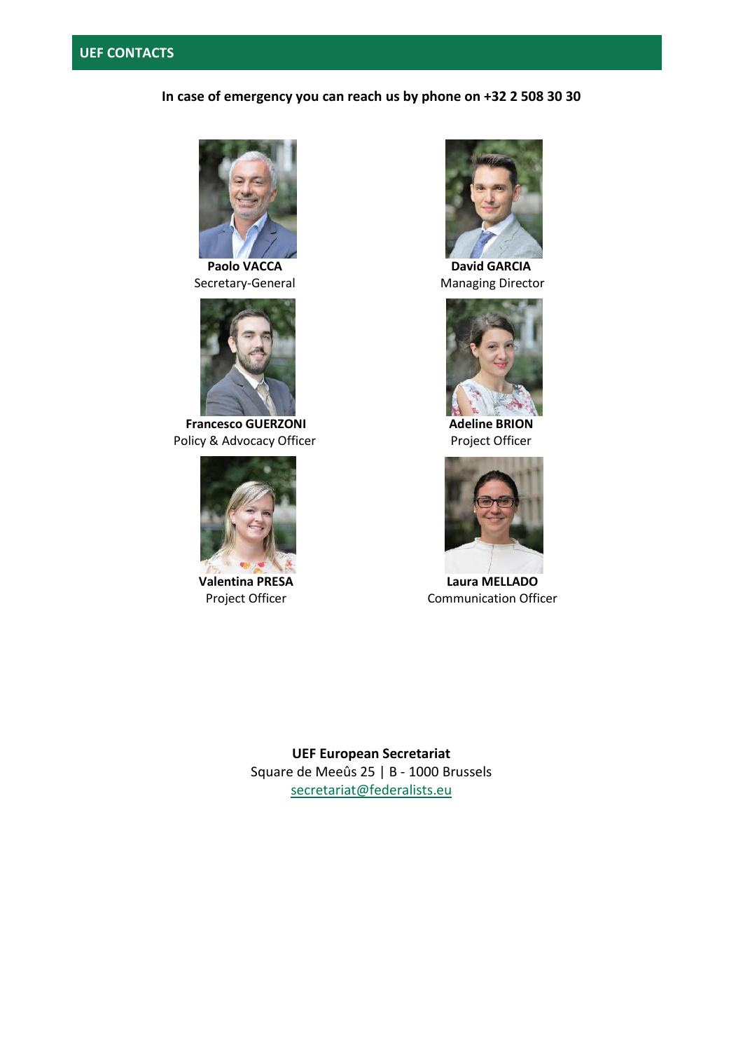## UEF CONTACTS

**In case of emergency you can reach us by phone on +32 2 508 30 30**

**Paolo VACCA**
Secretary-General

**David GARCIA**
Managing Director

**Francesco GUERZONI**
Policy & Advocacy Officer

**Adeline BRION**
Project Officer

**Valentina PRESA**
Project Officer

**Laura MELLADO**
Communication Officer

**UEF European Secretariat**
Square de Meeûs 25 | B - 1000 Brussels
secretariat@federalists.eu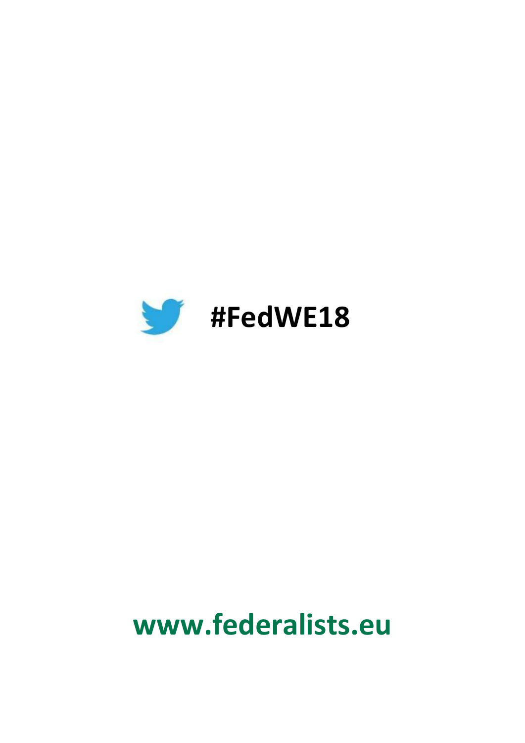#FedWE18

www.federalists.eu